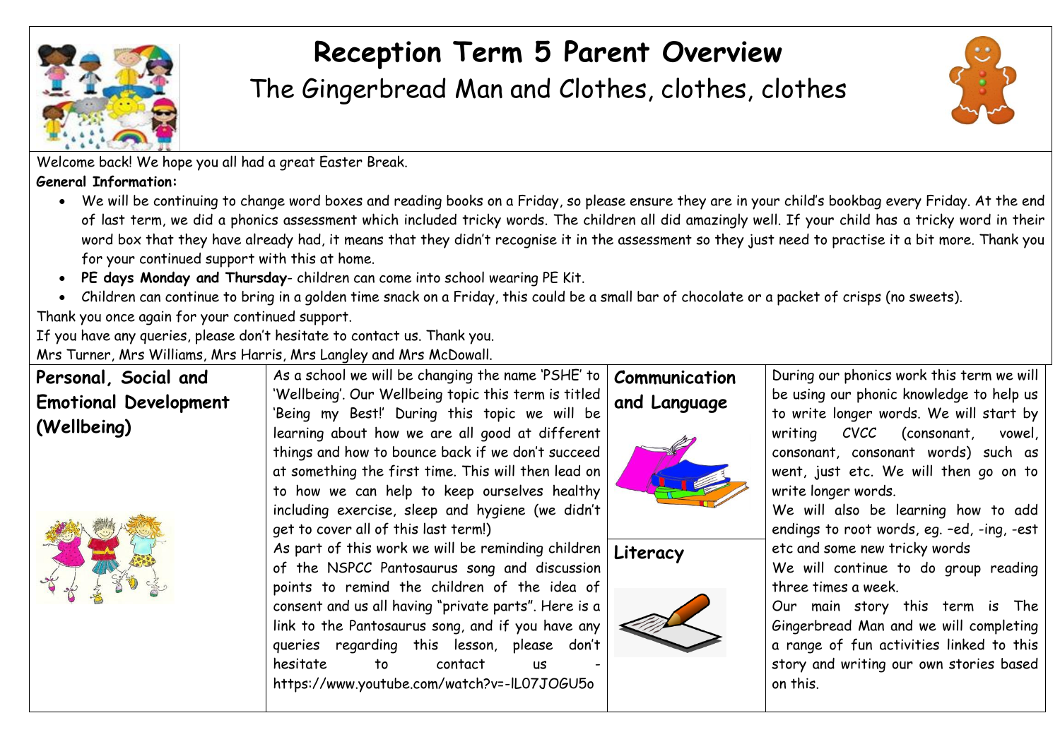# Reception Term 5 Parent Overview

## The Gingerbread Man and Clothes, clothes, clothes

Welcome back! We hope you all had a great Easter Break.

**General Information:**

- We will be continuing to change word boxes and reading books on a Friday, so please ensure they are in your child's bookbag every Friday. At the end of last term, we did a phonics assessment which included tricky words. The children all did amazingly well. If your child has a tricky word in their word box that they have already had, it means that they didn't recognise it in the assessment so they just need to practise it a bit more. Thank you for your continued support with this at home.
- **PE days Monday and Thursday**- children can come into school wearing PE Kit.
- Children can continue to bring in a golden time snack on a Friday, this could be a small bar of chocolate or a packet of crisps (no sweets).

Thank you once again for your continued support.

If you have any queries, please don't hesitate to contact us. Thank you.

Mrs Turner, Mrs Williams, Mrs Harris, Mrs Langley and Mrs McDowall.

### Personal, Social and Emotional Development (Wellbeing)

As a school we will be changing the name 'PSHE' to 'Wellbeing'. Our Wellbeing topic this term is titled 'Being my Best!' During this topic we will be learning about how we are all good at different things and how to bounce back if we don't succeed at something the first time. This will then lead on to how we can help to keep ourselves healthy including exercise, sleep and hygiene (we didn't get to cover all of this last term!)

As part of this work we will be reminding children of the NSPCC Pantosaurus song and discussion points to remind the children of the idea of consent and us all having "private parts". Here is a link to the Pantosaurus song, and if you have any queries regarding this lesson, please don't hesitate to contact us - https://www.youtube.com/watch?v=-lL07JOGU5o

### Communication and Language

### Literacy

During our phonics work this term we will be using our phonic knowledge to help us to write longer words. We will start by writing CVCC (consonant, vowel, consonant, consonant words) such as went, just etc. We will then go on to write longer words.

We will also be learning how to add endings to root words, eg. –ed, -ing, -est etc and some new tricky words

We will continue to do group reading three times a week.

Our main story this term is The Gingerbread Man and we will completing a range of fun activities linked to this story and writing our own stories based on this.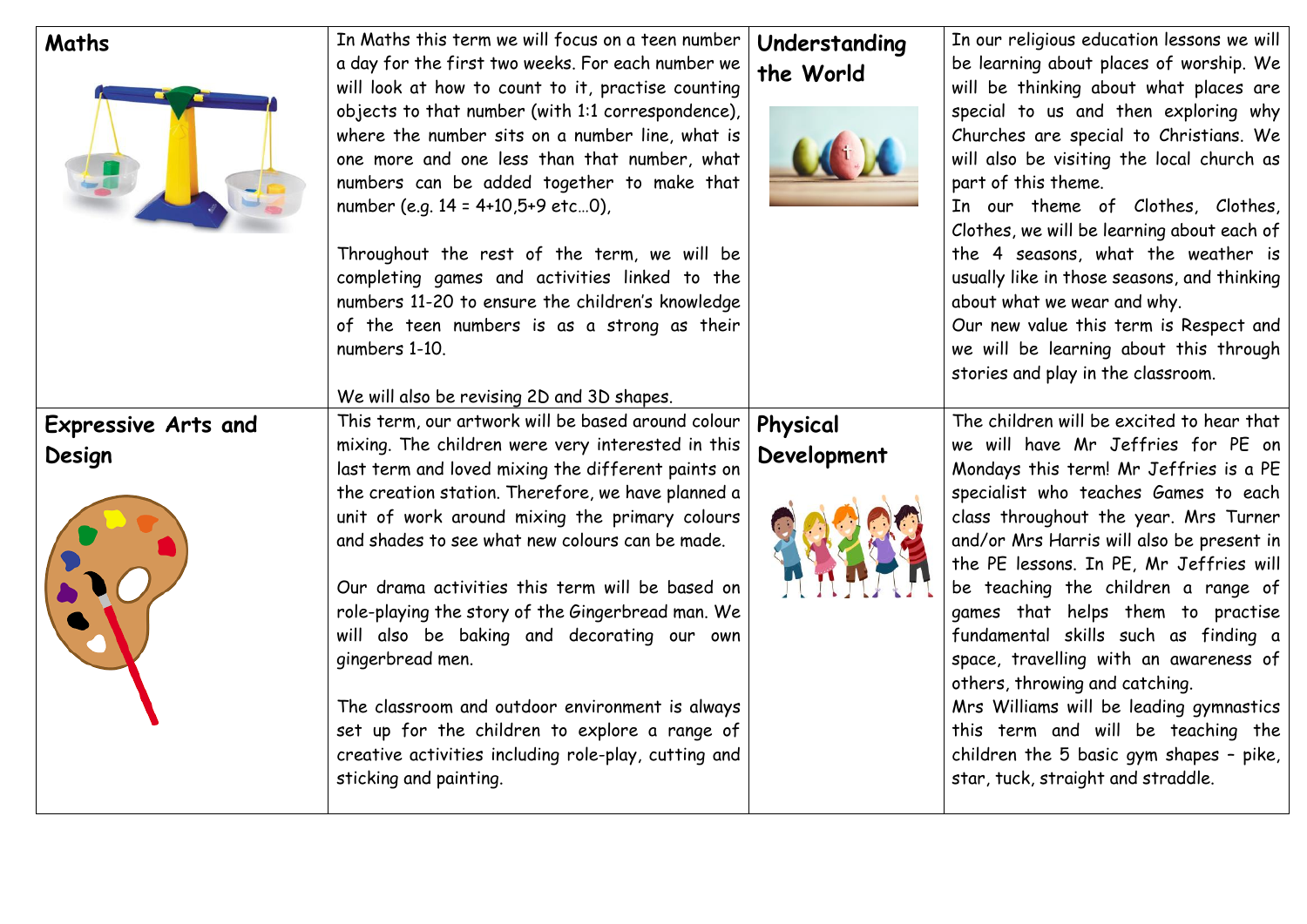| | | | |
|---|---|---|---|
| **Maths** | In Maths this term we will focus on a teen number a day for the first two weeks. For each number we will look at how to count to it, practise counting objects to that number (with 1:1 correspondence), where the number sits on a number line, what is one more and one less than that number, what numbers can be added together to make that number (e.g. 14 = 4+10,5+9 etc…0),<br><br>Throughout the rest of the term, we will be completing games and activities linked to the numbers 11-20 to ensure the children's knowledge of the teen numbers is as a strong as their numbers 1-10.<br><br>We will also be revising 2D and 3D shapes. | **Understanding the World** | In our religious education lessons we will be learning about places of worship. We will be thinking about what places are special to us and then exploring why Churches are special to Christians. We will also be visiting the local church as part of this theme.<br>In our theme of Clothes, Clothes, Clothes, we will be learning about each of the 4 seasons, what the weather is usually like in those seasons, and thinking about what we wear and why.<br>Our new value this term is Respect and we will be learning about this through stories and play in the classroom. |
| **Expressive Arts and Design** | This term, our artwork will be based around colour mixing. The children were very interested in this last term and loved mixing the different paints on the creation station. Therefore, we have planned a unit of work around mixing the primary colours and shades to see what new colours can be made.<br><br>Our drama activities this term will be based on role-playing the story of the Gingerbread man. We will also be baking and decorating our own gingerbread men.<br><br>The classroom and outdoor environment is always set up for the children to explore a range of creative activities including role-play, cutting and sticking and painting. | **Physical Development** | The children will be excited to hear that we will have Mr Jeffries for PE on Mondays this term! Mr Jeffries is a PE specialist who teaches Games to each class throughout the year. Mrs Turner and/or Mrs Harris will also be present in the PE lessons. In PE, Mr Jeffries will be teaching the children a range of games that helps them to practise fundamental skills such as finding a space, travelling with an awareness of others, throwing and catching.<br>Mrs Williams will be leading gymnastics this term and will be teaching the children the 5 basic gym shapes – pike, star, tuck, straight and straddle. |